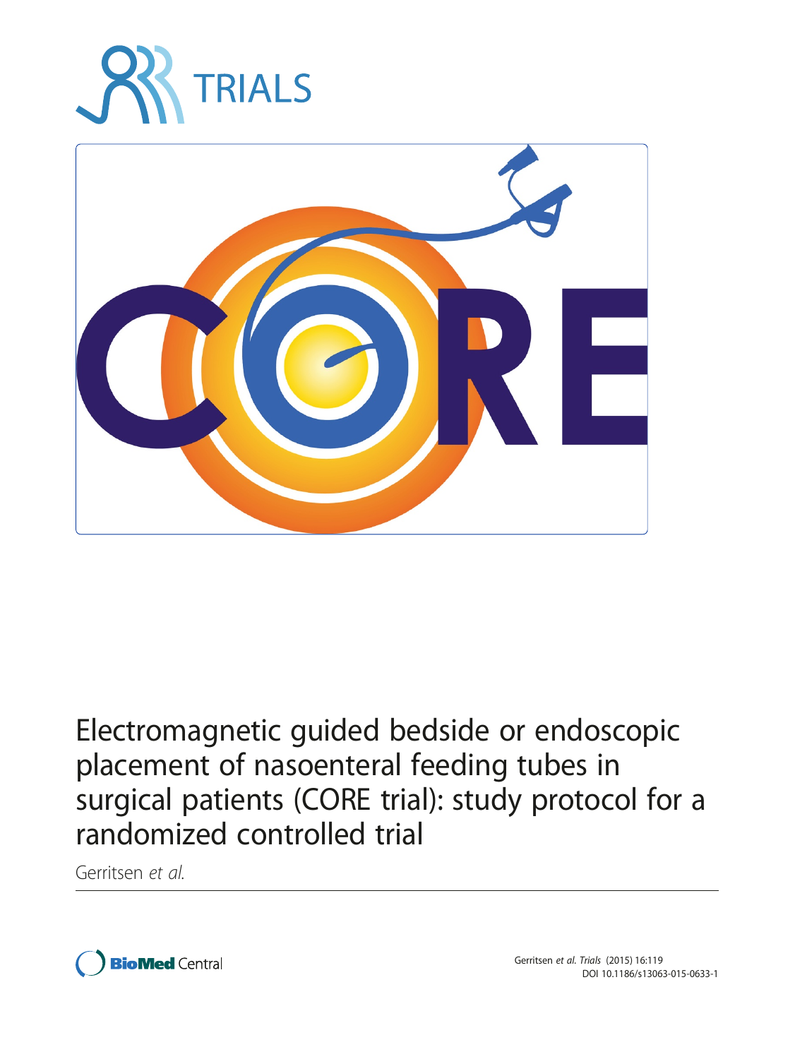# Electromagnetic guided bedside or endoscopic placement of nasoenteral feeding tubes in surgical patients (CORE trial): study protocol for a randomized controlled trial

Gerritsen *et al.*

Gerritsen *et al. Trials* (2015) 16:119
DOI 10.1186/s13063-015-0633-1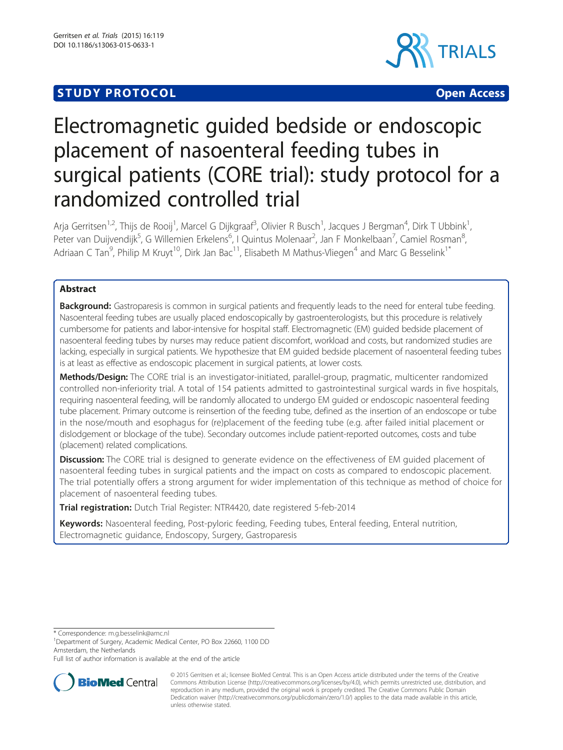# Electromagnetic guided bedside or endoscopic placement of nasoenteral feeding tubes in surgical patients (CORE trial): study protocol for a randomized controlled trial

Arja Gerritsen[1,2], Thijs de Rooij[1], Marcel G Dijkgraaf[3], Olivier R Busch[1], Jacques J Bergman[4], Dirk T Ubbink[1], Peter van Duijvendijk[5], G Willemien Erkelens[6], I Quintus Molenaar[2], Jan F Monkelbaan[7], Camiel Rosman[8], Adriaan C Tan[9], Philip M Kruyt[10], Dirk Jan Bac[11], Elisabeth M Mathus-Vliegen[4] and Marc G Besselink[1*]

## Abstract

**Background:** Gastroparesis is common in surgical patients and frequently leads to the need for enteral tube feeding. Nasoenteral feeding tubes are usually placed endoscopically by gastroenterologists, but this procedure is relatively cumbersome for patients and labor-intensive for hospital staff. Electromagnetic (EM) guided bedside placement of nasoenteral feeding tubes by nurses may reduce patient discomfort, workload and costs, but randomized studies are lacking, especially in surgical patients. We hypothesize that EM guided bedside placement of nasoenteral feeding tubes is at least as effective as endoscopic placement in surgical patients, at lower costs.

**Methods/Design:** The CORE trial is an investigator-initiated, parallel-group, pragmatic, multicenter randomized controlled non-inferiority trial. A total of 154 patients admitted to gastrointestinal surgical wards in five hospitals, requiring nasoenteral feeding, will be randomly allocated to undergo EM guided or endoscopic nasoenteral feeding tube placement. Primary outcome is reinsertion of the feeding tube, defined as the insertion of an endoscope or tube in the nose/mouth and esophagus for (re)placement of the feeding tube (e.g. after failed initial placement or dislodgement or blockage of the tube). Secondary outcomes include patient-reported outcomes, costs and tube (placement) related complications.

**Discussion:** The CORE trial is designed to generate evidence on the effectiveness of EM guided placement of nasoenteral feeding tubes in surgical patients and the impact on costs as compared to endoscopic placement. The trial potentially offers a strong argument for wider implementation of this technique as method of choice for placement of nasoenteral feeding tubes.

**Trial registration:** Dutch Trial Register: NTR4420, date registered 5-feb-2014

**Keywords:** Nasoenteral feeding, Post-pyloric feeding, Feeding tubes, Enteral feeding, Enteral nutrition, Electromagnetic guidance, Endoscopy, Surgery, Gastroparesis

\* Correspondence: m.g.besselink@amc.nl
[1]Department of Surgery, Academic Medical Center, PO Box 22660, 1100 DD Amsterdam, the Netherlands
Full list of author information is available at the end of the article

© 2015 Gerritsen et al.; licensee BioMed Central. This is an Open Access article distributed under the terms of the Creative Commons Attribution License (http://creativecommons.org/licenses/by/4.0), which permits unrestricted use, distribution, and reproduction in any medium, provided the original work is properly credited. The Creative Commons Public Domain Dedication waiver (http://creativecommons.org/publicdomain/zero/1.0/) applies to the data made available in this article, unless otherwise stated.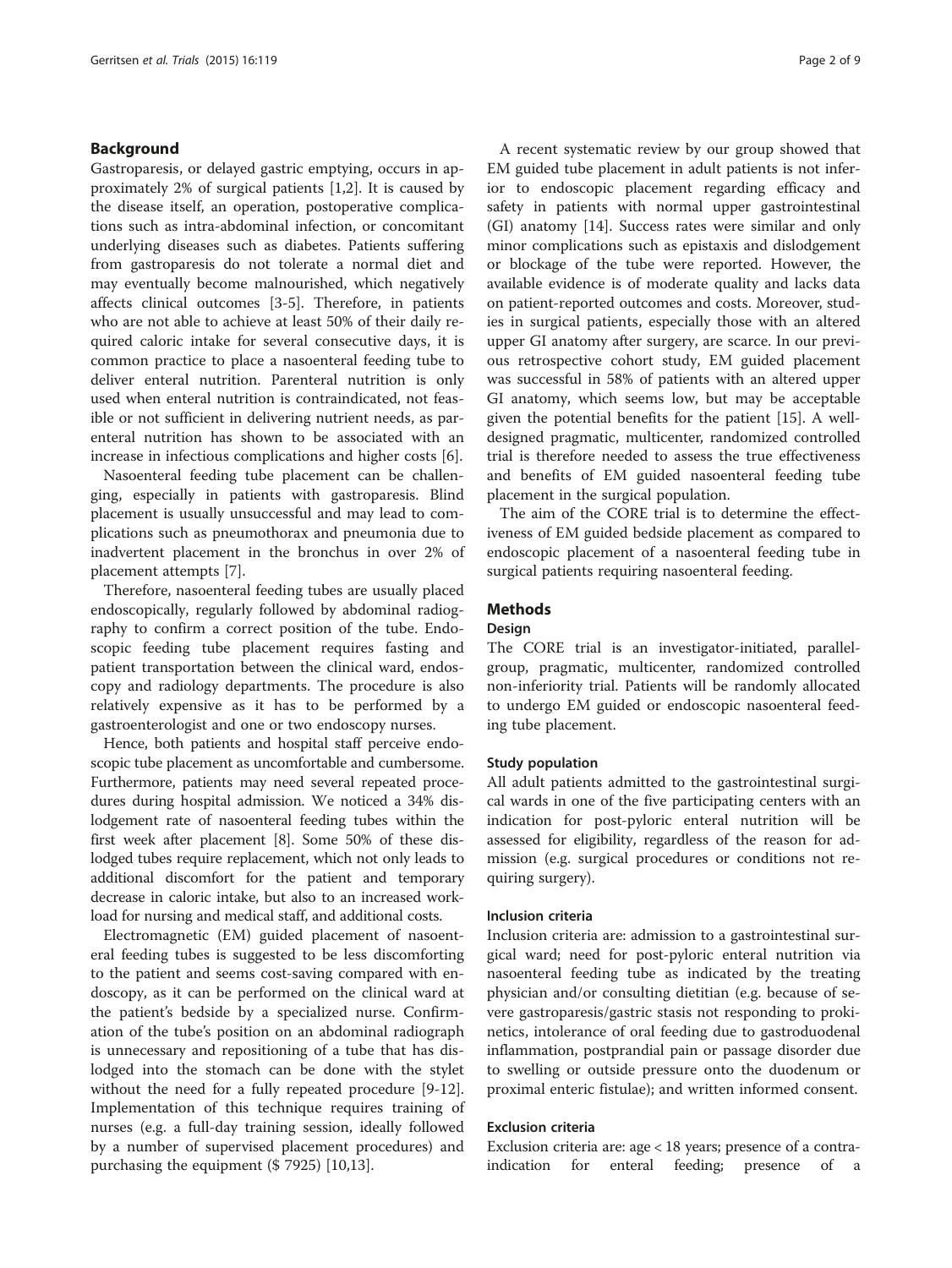## Background

Gastroparesis, or delayed gastric emptying, occurs in approximately 2% of surgical patients [1,2]. It is caused by the disease itself, an operation, postoperative complications such as intra-abdominal infection, or concomitant underlying diseases such as diabetes. Patients suffering from gastroparesis do not tolerate a normal diet and may eventually become malnourished, which negatively affects clinical outcomes [3-5]. Therefore, in patients who are not able to achieve at least 50% of their daily required caloric intake for several consecutive days, it is common practice to place a nasoenteral feeding tube to deliver enteral nutrition. Parenteral nutrition is only used when enteral nutrition is contraindicated, not feasible or not sufficient in delivering nutrient needs, as parenteral nutrition has shown to be associated with an increase in infectious complications and higher costs [6].

Nasoenteral feeding tube placement can be challenging, especially in patients with gastroparesis. Blind placement is usually unsuccessful and may lead to complications such as pneumothorax and pneumonia due to inadvertent placement in the bronchus in over 2% of placement attempts [7].

Therefore, nasoenteral feeding tubes are usually placed endoscopically, regularly followed by abdominal radiography to confirm a correct position of the tube. Endoscopic feeding tube placement requires fasting and patient transportation between the clinical ward, endoscopy and radiology departments. The procedure is also relatively expensive as it has to be performed by a gastroenterologist and one or two endoscopy nurses.

Hence, both patients and hospital staff perceive endoscopic tube placement as uncomfortable and cumbersome. Furthermore, patients may need several repeated procedures during hospital admission. We noticed a 34% dislodgement rate of nasoenteral feeding tubes within the first week after placement [8]. Some 50% of these dislodged tubes require replacement, which not only leads to additional discomfort for the patient and temporary decrease in caloric intake, but also to an increased workload for nursing and medical staff, and additional costs.

Electromagnetic (EM) guided placement of nasoenteral feeding tubes is suggested to be less discomforting to the patient and seems cost-saving compared with endoscopy, as it can be performed on the clinical ward at the patient's bedside by a specialized nurse. Confirmation of the tube's position on an abdominal radiograph is unnecessary and repositioning of a tube that has dislodged into the stomach can be done with the stylet without the need for a fully repeated procedure [9-12]. Implementation of this technique requires training of nurses (e.g. a full-day training session, ideally followed by a number of supervised placement procedures) and purchasing the equipment ($ 7925) [10,13].

A recent systematic review by our group showed that EM guided tube placement in adult patients is not inferior to endoscopic placement regarding efficacy and safety in patients with normal upper gastrointestinal (GI) anatomy [14]. Success rates were similar and only minor complications such as epistaxis and dislodgement or blockage of the tube were reported. However, the available evidence is of moderate quality and lacks data on patient-reported outcomes and costs. Moreover, studies in surgical patients, especially those with an altered upper GI anatomy after surgery, are scarce. In our previous retrospective cohort study, EM guided placement was successful in 58% of patients with an altered upper GI anatomy, which seems low, but may be acceptable given the potential benefits for the patient [15]. A well-designed pragmatic, multicenter, randomized controlled trial is therefore needed to assess the true effectiveness and benefits of EM guided nasoenteral feeding tube placement in the surgical population.

The aim of the CORE trial is to determine the effectiveness of EM guided bedside placement as compared to endoscopic placement of a nasoenteral feeding tube in surgical patients requiring nasoenteral feeding.

## Methods

### Design

The CORE trial is an investigator-initiated, parallel-group, pragmatic, multicenter, randomized controlled non-inferiority trial. Patients will be randomly allocated to undergo EM guided or endoscopic nasoenteral feeding tube placement.

#### Study population

All adult patients admitted to the gastrointestinal surgical wards in one of the five participating centers with an indication for post-pyloric enteral nutrition will be assessed for eligibility, regardless of the reason for admission (e.g. surgical procedures or conditions not requiring surgery).

#### Inclusion criteria

Inclusion criteria are: admission to a gastrointestinal surgical ward; need for post-pyloric enteral nutrition via nasoenteral feeding tube as indicated by the treating physician and/or consulting dietitian (e.g. because of severe gastroparesis/gastric stasis not responding to prokinetics, intolerance of oral feeding due to gastroduodenal inflammation, postprandial pain or passage disorder due to swelling or outside pressure onto the duodenum or proximal enteric fistulae); and written informed consent.

#### Exclusion criteria

Exclusion criteria are: age < 18 years; presence of a contraindication for enteral feeding; presence of a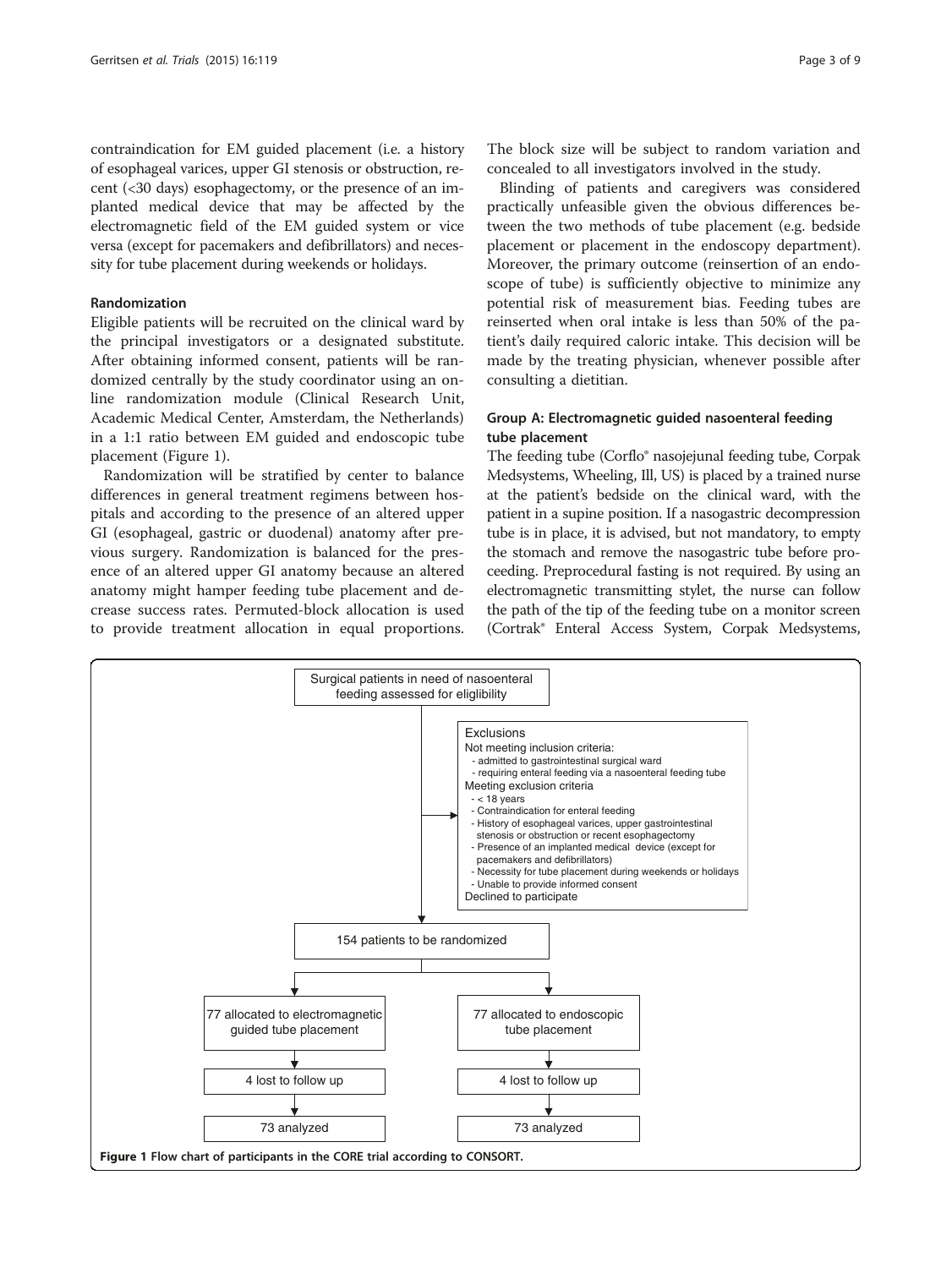contraindication for EM guided placement (i.e. a history of esophageal varices, upper GI stenosis or obstruction, recent (<30 days) esophagectomy, or the presence of an implanted medical device that may be affected by the electromagnetic field of the EM guided system or vice versa (except for pacemakers and defibrillators) and necessity for tube placement during weekends or holidays.

### Randomization

Eligible patients will be recruited on the clinical ward by the principal investigators or a designated substitute. After obtaining informed consent, patients will be randomized centrally by the study coordinator using an online randomization module (Clinical Research Unit, Academic Medical Center, Amsterdam, the Netherlands) in a 1:1 ratio between EM guided and endoscopic tube placement (Figure 1).

Randomization will be stratified by center to balance differences in general treatment regimens between hospitals and according to the presence of an altered upper GI (esophageal, gastric or duodenal) anatomy after previous surgery. Randomization is balanced for the presence of an altered upper GI anatomy because an altered anatomy might hamper feeding tube placement and decrease success rates. Permuted-block allocation is used to provide treatment allocation in equal proportions. The block size will be subject to random variation and concealed to all investigators involved in the study.

Blinding of patients and caregivers was considered practically unfeasible given the obvious differences between the two methods of tube placement (e.g. bedside placement or placement in the endoscopy department). Moreover, the primary outcome (reinsertion of an endoscope of tube) is sufficiently objective to minimize any potential risk of measurement bias. Feeding tubes are reinserted when oral intake is less than 50% of the patient's daily required caloric intake. This decision will be made by the treating physician, whenever possible after consulting a dietitian.

### Group A: Electromagnetic guided nasoenteral feeding tube placement

The feeding tube (Corflo® nasojejunal feeding tube, Corpak Medsystems, Wheeling, Ill, US) is placed by a trained nurse at the patient's bedside on the clinical ward, with the patient in a supine position. If a nasogastric decompression tube is in place, it is advised, but not mandatory, to empty the stomach and remove the nasogastric tube before proceeding. Preprocedural fasting is not required. By using an electromagnetic transmitting stylet, the nurse can follow the path of the tip of the feeding tube on a monitor screen (Cortrak® Enteral Access System, Corpak Medsystems,

Surgical patients in need of nasoenteral feeding assessed for eliglibility

Exclusions
Not meeting inclusion criteria:
- admitted to gastrointestinal surgical ward
- requiring enteral feeding via a nasoenteral feeding tube
Meeting exclusion criteria
- < 18 years
- Contraindication for enteral feeding
- History of esophageal varices, upper gastrointestinal stenosis or obstruction or recent esophagectomy
- Presence of an implanted medical device (except for pacemakers and defibrillators)
- Necessity for tube placement during weekends or holidays
- Unable to provide informed consent
Declined to participate

154 patients to be randomized

77 allocated to electromagnetic guided tube placement

4 lost to follow up

73 analyzed

77 allocated to endoscopic tube placement

4 lost to follow up

73 analyzed

**Figure 1** Flow chart of participants in the CORE trial according to CONSORT.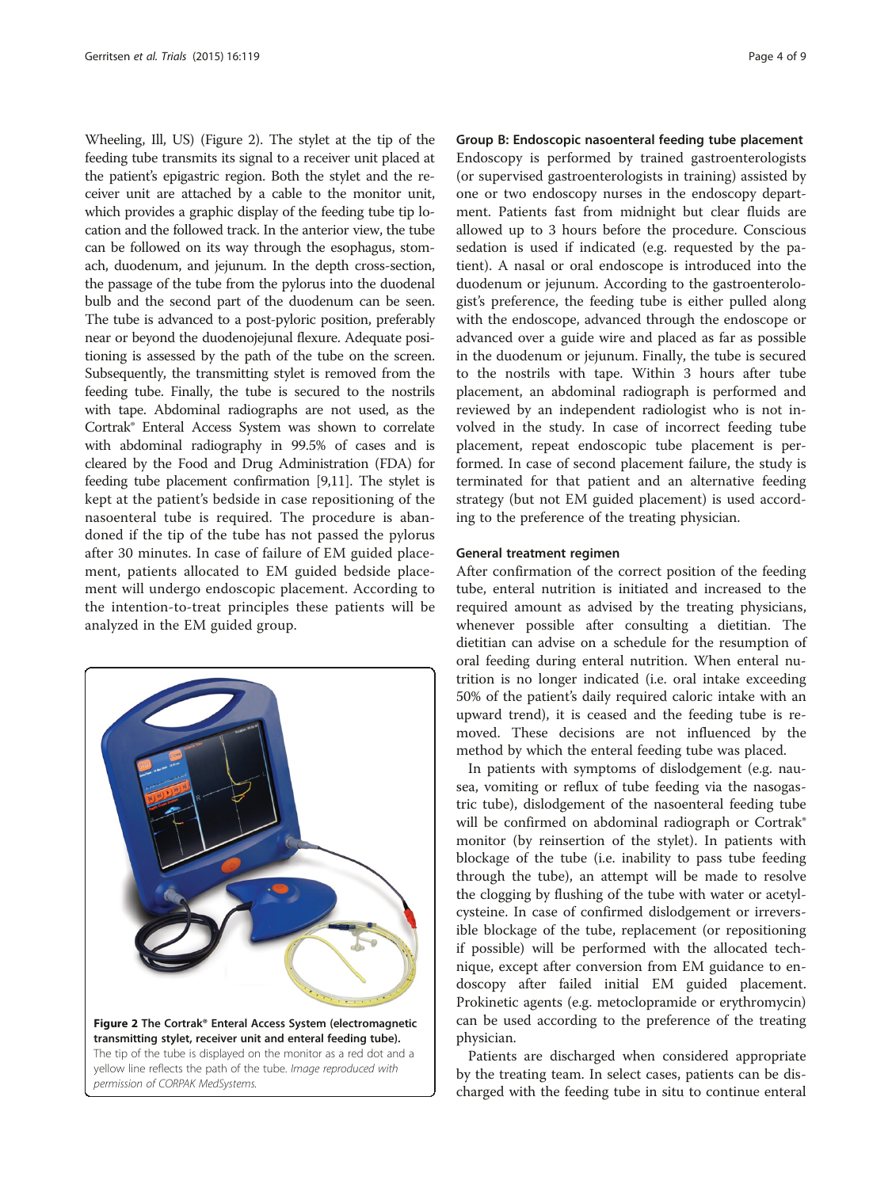Wheeling, Ill, US) (Figure 2). The stylet at the tip of the feeding tube transmits its signal to a receiver unit placed at the patient's epigastric region. Both the stylet and the receiver unit are attached by a cable to the monitor unit, which provides a graphic display of the feeding tube tip location and the followed track. In the anterior view, the tube can be followed on its way through the esophagus, stomach, duodenum, and jejunum. In the depth cross-section, the passage of the tube from the pylorus into the duodenal bulb and the second part of the duodenum can be seen. The tube is advanced to a post-pyloric position, preferably near or beyond the duodenojejunal flexure. Adequate positioning is assessed by the path of the tube on the screen. Subsequently, the transmitting stylet is removed from the feeding tube. Finally, the tube is secured to the nostrils with tape. Abdominal radiographs are not used, as the Cortrak® Enteral Access System was shown to correlate with abdominal radiography in 99.5% of cases and is cleared by the Food and Drug Administration (FDA) for feeding tube placement confirmation [9,11]. The stylet is kept at the patient's bedside in case repositioning of the nasoenteral tube is required. The procedure is abandoned if the tip of the tube has not passed the pylorus after 30 minutes. In case of failure of EM guided placement, patients allocated to EM guided bedside placement will undergo endoscopic placement. According to the intention-to-treat principles these patients will be analyzed in the EM guided group.

**Figure 2 The Cortrak® Enteral Access System (electromagnetic transmitting stylet, receiver unit and enteral feeding tube).** The tip of the tube is displayed on the monitor as a red dot and a yellow line reflects the path of the tube. *Image reproduced with permission of CORPAK MedSystems.*

#### Group B: Endoscopic nasoenteral feeding tube placement

Endoscopy is performed by trained gastroenterologists (or supervised gastroenterologists in training) assisted by one or two endoscopy nurses in the endoscopy department. Patients fast from midnight but clear fluids are allowed up to 3 hours before the procedure. Conscious sedation is used if indicated (e.g. requested by the patient). A nasal or oral endoscope is introduced into the duodenum or jejunum. According to the gastroenterologist's preference, the feeding tube is either pulled along with the endoscope, advanced through the endoscope or advanced over a guide wire and placed as far as possible in the duodenum or jejunum. Finally, the tube is secured to the nostrils with tape. Within 3 hours after tube placement, an abdominal radiograph is performed and reviewed by an independent radiologist who is not involved in the study. In case of incorrect feeding tube placement, repeat endoscopic tube placement is performed. In case of second placement failure, the study is terminated for that patient and an alternative feeding strategy (but not EM guided placement) is used according to the preference of the treating physician.

#### General treatment regimen

After confirmation of the correct position of the feeding tube, enteral nutrition is initiated and increased to the required amount as advised by the treating physicians, whenever possible after consulting a dietitian. The dietitian can advise on a schedule for the resumption of oral feeding during enteral nutrition. When enteral nutrition is no longer indicated (i.e. oral intake exceeding 50% of the patient's daily required caloric intake with an upward trend), it is ceased and the feeding tube is removed. These decisions are not influenced by the method by which the enteral feeding tube was placed.

In patients with symptoms of dislodgement (e.g. nausea, vomiting or reflux of tube feeding via the nasogastric tube), dislodgement of the nasoenteral feeding tube will be confirmed on abdominal radiograph or Cortrak® monitor (by reinsertion of the stylet). In patients with blockage of the tube (i.e. inability to pass tube feeding through the tube), an attempt will be made to resolve the clogging by flushing of the tube with water or acetylcysteine. In case of confirmed dislodgement or irreversible blockage of the tube, replacement (or repositioning if possible) will be performed with the allocated technique, except after conversion from EM guidance to endoscopy after failed initial EM guided placement. Prokinetic agents (e.g. metoclopramide or erythromycin) can be used according to the preference of the treating physician.

Patients are discharged when considered appropriate by the treating team. In select cases, patients can be discharged with the feeding tube in situ to continue enteral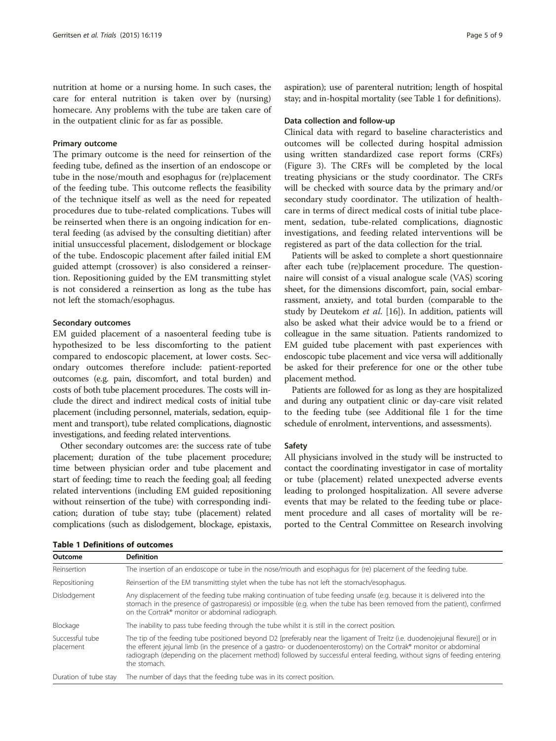nutrition at home or a nursing home. In such cases, the care for enteral nutrition is taken over by (nursing) homecare. Any problems with the tube are taken care of in the outpatient clinic for as far as possible.

#### Primary outcome

The primary outcome is the need for reinsertion of the feeding tube, defined as the insertion of an endoscope or tube in the nose/mouth and esophagus for (re)placement of the feeding tube. This outcome reflects the feasibility of the technique itself as well as the need for repeated procedures due to tube-related complications. Tubes will be reinserted when there is an ongoing indication for enteral feeding (as advised by the consulting dietitian) after initial unsuccessful placement, dislodgement or blockage of the tube. Endoscopic placement after failed initial EM guided attempt (crossover) is also considered a reinsertion. Repositioning guided by the EM transmitting stylet is not considered a reinsertion as long as the tube has not left the stomach/esophagus.

#### Secondary outcomes

EM guided placement of a nasoenteral feeding tube is hypothesized to be less discomforting to the patient compared to endoscopic placement, at lower costs. Secondary outcomes therefore include: patient-reported outcomes (e.g. pain, discomfort, and total burden) and costs of both tube placement procedures. The costs will include the direct and indirect medical costs of initial tube placement (including personnel, materials, sedation, equipment and transport), tube related complications, diagnostic investigations, and feeding related interventions.

Other secondary outcomes are: the success rate of tube placement; duration of the tube placement procedure; time between physician order and tube placement and start of feeding; time to reach the feeding goal; all feeding related interventions (including EM guided repositioning without reinsertion of the tube) with corresponding indication; duration of tube stay; tube (placement) related complications (such as dislodgement, blockage, epistaxis, aspiration); use of parenteral nutrition; length of hospital stay; and in-hospital mortality (see Table 1 for definitions).

#### Data collection and follow-up

Clinical data with regard to baseline characteristics and outcomes will be collected during hospital admission using written standardized case report forms (CRFs) (Figure 3). The CRFs will be completed by the local treating physicians or the study coordinator. The CRFs will be checked with source data by the primary and/or secondary study coordinator. The utilization of healthcare in terms of direct medical costs of initial tube placement, sedation, tube-related complications, diagnostic investigations, and feeding related interventions will be registered as part of the data collection for the trial.

Patients will be asked to complete a short questionnaire after each tube (re)placement procedure. The questionnaire will consist of a visual analogue scale (VAS) scoring sheet, for the dimensions discomfort, pain, social embarrassment, anxiety, and total burden (comparable to the study by Deutekom *et al.* [16]). In addition, patients will also be asked what their advice would be to a friend or colleague in the same situation. Patients randomized to EM guided tube placement with past experiences with endoscopic tube placement and vice versa will additionally be asked for their preference for one or the other tube placement method.

Patients are followed for as long as they are hospitalized and during any outpatient clinic or day-care visit related to the feeding tube (see Additional file 1 for the time schedule of enrolment, interventions, and assessments).

#### Safety

All physicians involved in the study will be instructed to contact the coordinating investigator in case of mortality or tube (placement) related unexpected adverse events leading to prolonged hospitalization. All severe adverse events that may be related to the feeding tube or placement procedure and all cases of mortality will be reported to the Central Committee on Research involving

**Table 1 Definitions of outcomes**

| Outcome | Definition |
|---|---|
| Reinsertion | The insertion of an endoscope or tube in the nose/mouth and esophagus for (re) placement of the feeding tube. |
| Repositioning | Reinsertion of the EM transmitting stylet when the tube has not left the stomach/esophagus. |
| Dislodgement | Any displacement of the feeding tube making continuation of tube feeding unsafe (e.g. because it is delivered into the stomach in the presence of gastroparesis) or impossible (e.g. when the tube has been removed from the patient), confirmed on the Cortrak® monitor or abdominal radiograph. |
| Blockage | The inability to pass tube feeding through the tube whilst it is still in the correct position. |
| Successful tube placement | The tip of the feeding tube positioned beyond D2 [preferably near the ligament of Treitz (i.e. duodenojejunal flexure)] or in the efferent jejunal limb (in the presence of a gastro- or duodenoenterostomy) on the Cortrak® monitor or abdominal radiograph (depending on the placement method) followed by successful enteral feeding, without signs of feeding entering the stomach. |
| Duration of tube stay | The number of days that the feeding tube was in its correct position. |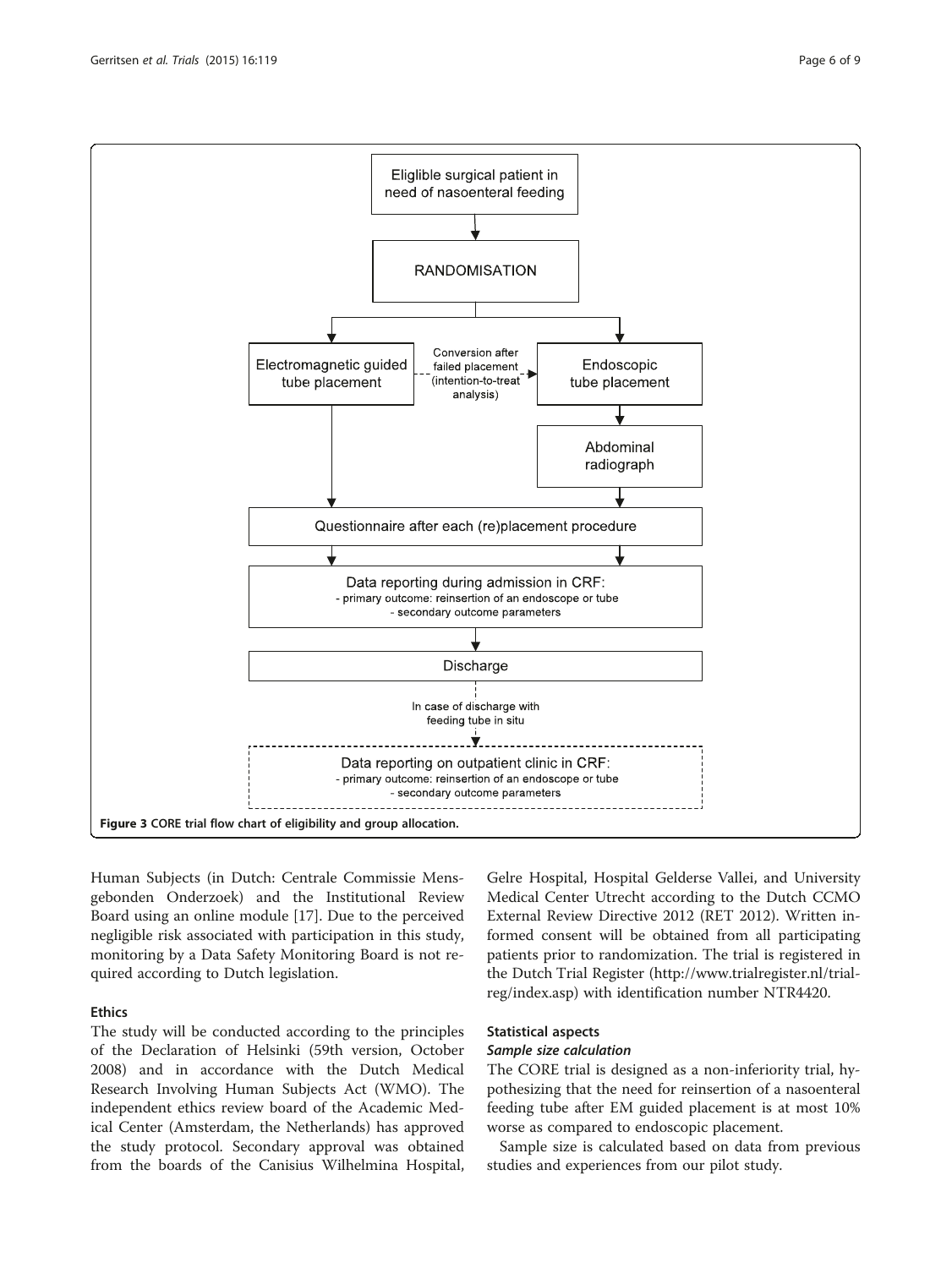Figure 3 CORE trial flow chart of eligibility and group allocation.

Human Subjects (in Dutch: Centrale Commissie Mensgebonden Onderzoek) and the Institutional Review Board using an online module [17]. Due to the perceived negligible risk associated with participation in this study, monitoring by a Data Safety Monitoring Board is not required according to Dutch legislation.

### Ethics

The study will be conducted according to the principles of the Declaration of Helsinki (59th version, October 2008) and in accordance with the Dutch Medical Research Involving Human Subjects Act (WMO). The independent ethics review board of the Academic Medical Center (Amsterdam, the Netherlands) has approved the study protocol. Secondary approval was obtained from the boards of the Canisius Wilhelmina Hospital, Gelre Hospital, Hospital Gelderse Vallei, and University Medical Center Utrecht according to the Dutch CCMO External Review Directive 2012 (RET 2012). Written informed consent will be obtained from all participating patients prior to randomization. The trial is registered in the Dutch Trial Register (http://www.trialregister.nl/trialreg/index.asp) with identification number NTR4420.

### Statistical aspects

#### *Sample size calculation*

The CORE trial is designed as a non-inferiority trial, hypothesizing that the need for reinsertion of a nasoenteral feeding tube after EM guided placement is at most 10% worse as compared to endoscopic placement.

Sample size is calculated based on data from previous studies and experiences from our pilot study.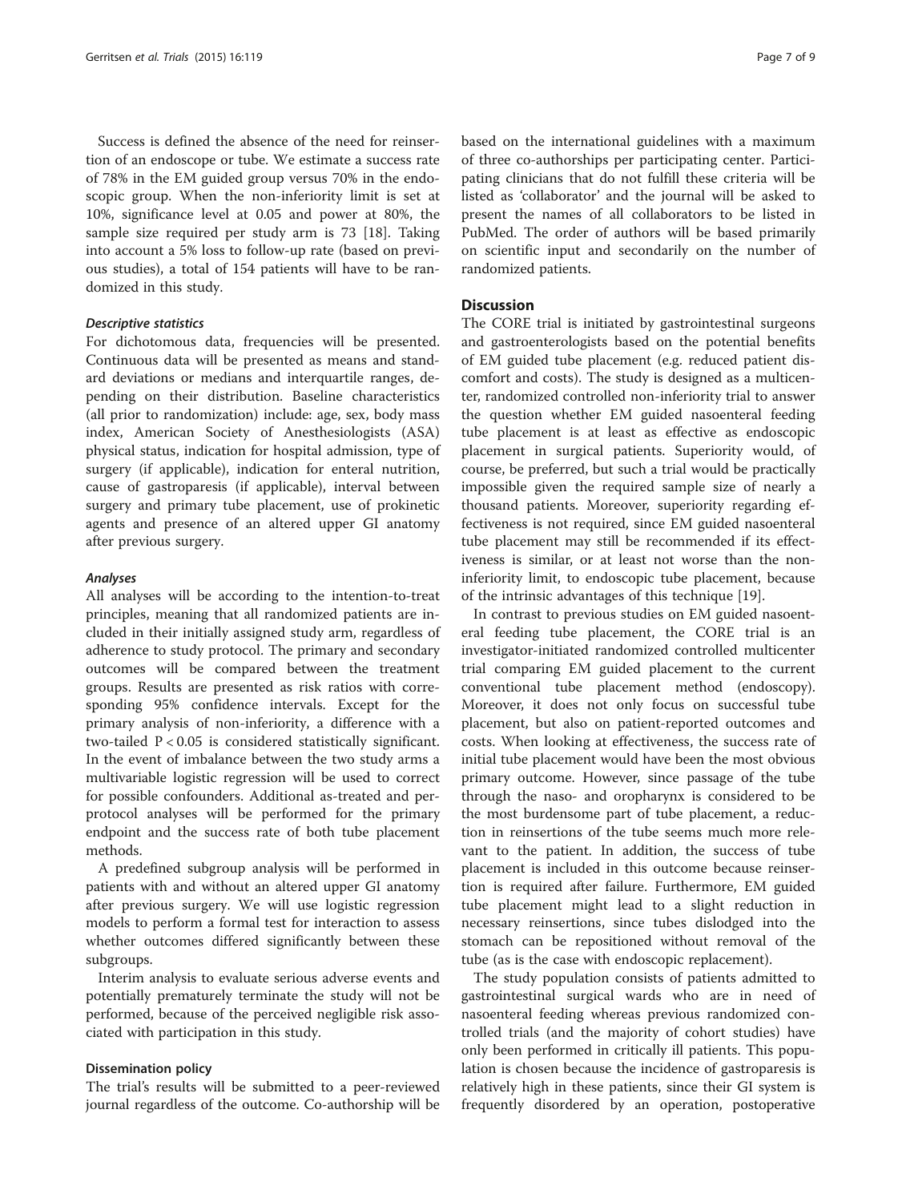Success is defined the absence of the need for reinsertion of an endoscope or tube. We estimate a success rate of 78% in the EM guided group versus 70% in the endoscopic group. When the non-inferiority limit is set at 10%, significance level at 0.05 and power at 80%, the sample size required per study arm is 73 [18]. Taking into account a 5% loss to follow-up rate (based on previous studies), a total of 154 patients will have to be randomized in this study.

#### *Descriptive statistics*

For dichotomous data, frequencies will be presented. Continuous data will be presented as means and standard deviations or medians and interquartile ranges, depending on their distribution. Baseline characteristics (all prior to randomization) include: age, sex, body mass index, American Society of Anesthesiologists (ASA) physical status, indication for hospital admission, type of surgery (if applicable), indication for enteral nutrition, cause of gastroparesis (if applicable), interval between surgery and primary tube placement, use of prokinetic agents and presence of an altered upper GI anatomy after previous surgery.

#### *Analyses*

All analyses will be according to the intention-to-treat principles, meaning that all randomized patients are included in their initially assigned study arm, regardless of adherence to study protocol. The primary and secondary outcomes will be compared between the treatment groups. Results are presented as risk ratios with corresponding 95% confidence intervals. Except for the primary analysis of non-inferiority, a difference with a two-tailed $P < 0.05$ is considered statistically significant. In the event of imbalance between the two study arms a multivariable logistic regression will be used to correct for possible confounders. Additional as-treated and per-protocol analyses will be performed for the primary endpoint and the success rate of both tube placement methods.

A predefined subgroup analysis will be performed in patients with and without an altered upper GI anatomy after previous surgery. We will use logistic regression models to perform a formal test for interaction to assess whether outcomes differed significantly between these subgroups.

Interim analysis to evaluate serious adverse events and potentially prematurely terminate the study will not be performed, because of the perceived negligible risk associated with participation in this study.

### Dissemination policy

The trial's results will be submitted to a peer-reviewed journal regardless of the outcome. Co-authorship will be based on the international guidelines with a maximum of three co-authorships per participating center. Participating clinicians that do not fulfill these criteria will be listed as 'collaborator' and the journal will be asked to present the names of all collaborators to be listed in PubMed. The order of authors will be based primarily on scientific input and secondarily on the number of randomized patients.

## Discussion

The CORE trial is initiated by gastrointestinal surgeons and gastroenterologists based on the potential benefits of EM guided tube placement (e.g. reduced patient discomfort and costs). The study is designed as a multicenter, randomized controlled non-inferiority trial to answer the question whether EM guided nasoenteral feeding tube placement is at least as effective as endoscopic placement in surgical patients. Superiority would, of course, be preferred, but such a trial would be practically impossible given the required sample size of nearly a thousand patients. Moreover, superiority regarding effectiveness is not required, since EM guided nasoenteral tube placement may still be recommended if its effectiveness is similar, or at least not worse than the non-inferiority limit, to endoscopic tube placement, because of the intrinsic advantages of this technique [19].

In contrast to previous studies on EM guided nasoenteral feeding tube placement, the CORE trial is an investigator-initiated randomized controlled multicenter trial comparing EM guided placement to the current conventional tube placement method (endoscopy). Moreover, it does not only focus on successful tube placement, but also on patient-reported outcomes and costs. When looking at effectiveness, the success rate of initial tube placement would have been the most obvious primary outcome. However, since passage of the tube through the naso- and oropharynx is considered to be the most burdensome part of tube placement, a reduction in reinsertions of the tube seems much more relevant to the patient. In addition, the success of tube placement is included in this outcome because reinsertion is required after failure. Furthermore, EM guided tube placement might lead to a slight reduction in necessary reinsertions, since tubes dislodged into the stomach can be repositioned without removal of the tube (as is the case with endoscopic replacement).

The study population consists of patients admitted to gastrointestinal surgical wards who are in need of nasoenteral feeding whereas previous randomized controlled trials (and the majority of cohort studies) have only been performed in critically ill patients. This population is chosen because the incidence of gastroparesis is relatively high in these patients, since their GI system is frequently disordered by an operation, postoperative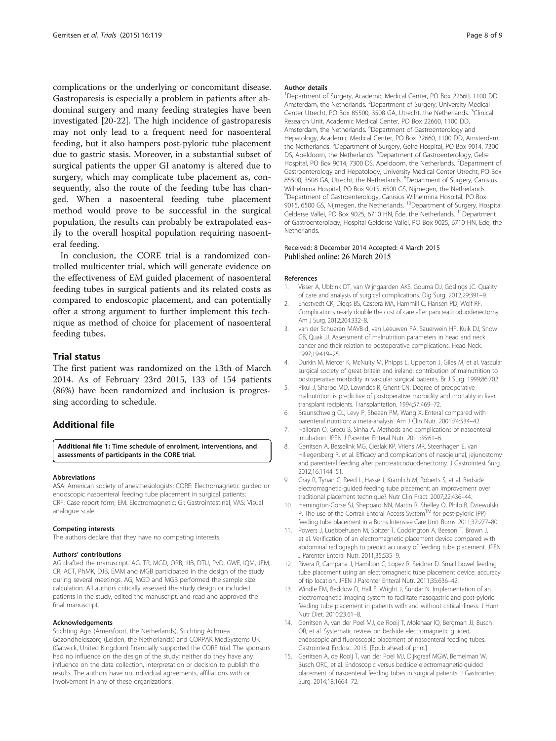complications or the underlying or concomitant disease. Gastroparesis is especially a problem in patients after abdominal surgery and many feeding strategies have been investigated [20-22]. The high incidence of gastroparesis may not only lead to a frequent need for nasoenteral feeding, but it also hampers post-pyloric tube placement due to gastric stasis. Moreover, in a substantial subset of surgical patients the upper GI anatomy is altered due to surgery, which may complicate tube placement as, consequently, also the route of the feeding tube has changed. When a nasoenteral feeding tube placement method would prove to be successful in the surgical population, the results can probably be extrapolated easily to the overall hospital population requiring nasoenteral feeding.

In conclusion, the CORE trial is a randomized controlled multicenter trial, which will generate evidence on the effectiveness of EM guided placement of nasoenteral feeding tubes in surgical patients and its related costs as compared to endoscopic placement, and can potentially offer a strong argument to further implement this technique as method of choice for placement of nasoenteral feeding tubes.

## Trial status

The first patient was randomized on the 13th of March 2014. As of February 23rd 2015, 133 of 154 patients (86%) have been randomized and inclusion is progressing according to schedule.

## Additional file

**Additional file 1: Time schedule of enrolment, interventions, and assessments of participants in the CORE trial.**

#### Abbreviations

ASA: American society of anesthesiologists; CORE: Electromagnetic guided or endoscopic nasoenteral feeding tube placement in surgical patients; CRF: Case report form; EM: Electromagnetic; GI: Gastrointestinal; VAS: Visual analogue scale.

#### Competing interests

The authors declare that they have no competing interests.

#### Authors' contributions

AG drafted the manuscript. AG, TR, MGD, ORB, JJB, DTU, PvD, GWE, IQM, JFM, CR, ACT, PhMK, DJB, EMM and MGB participated in the design of the study during several meetings. AG, MGD and MGB performed the sample size calculation. All authors critically assessed the study design or included patients in the study, edited the manuscript, and read and approved the final manuscript.

#### Acknowledgements

Stichting Agis (Amersfoort, the Netherlands), Stichting Achmea Gezondheidszorg (Leiden, the Netherlands) and CORPAK MedSystems UK (Gatwick, United Kingdom) financially supported the CORE trial. The sponsors had no influence on the design of the study; neither do they have any influence on the data collection, interpretation or decision to publish the results. The authors have no individual agreements, affiliations with or involvement in any of these organizations.

#### Author details

[1]Department of Surgery, Academic Medical Center, PO Box 22660, 1100 DD Amsterdam, the Netherlands. [2]Department of Surgery, University Medical Center Utrecht, PO Box 85500, 3508 GA, Utrecht, the Netherlands. [3]Clinical Research Unit, Academic Medical Center, PO Box 22660, 1100 DD, Amsterdam, the Netherlands. [4]Department of Gastroenterology and Hepatology, Academic Medical Center, PO Box 22660, 1100 DD, Amsterdam, the Netherlands. [5]Department of Surgery, Gelre Hospital, PO Box 9014, 7300 DS, Apeldoorn, the Netherlands. [6]Department of Gastroenterology, Gelre Hospital, PO Box 9014, 7300 DS, Apeldoorn, the Netherlands. [7]Department of Gastroenterology and Hepatology, University Medical Center Utrecht, PO Box 85500, 3508 GA, Utrecht, the Netherlands. [8]Department of Surgery, Canisius Wilhelmina Hospital, PO Box 9015, 6500 GS, Nijmegen, the Netherlands. [9]Department of Gastroenterology, Canisius Wilhelmina Hospital, PO Box 9015, 6500 GS, Nijmegen, the Netherlands. [10]Department of Surgery, Hospital Gelderse Vallei, PO Box 9025, 6710 HN, Ede, the Netherlands. [11]Department of Gastroenterology, Hospital Gelderse Vallei, PO Box 9025, 6710 HN, Ede, the Netherlands.

Received: 8 December 2014 Accepted: 4 March 2015
Published online: 26 March 2015

#### References

1. Visser A, Ubbink DT, van Wijngaarden AKS, Gouma DJ, Goslings JC. Quality of care and analysis of surgical complications. Dig Surg. 2012;29:391–9.
2. Enestvedt CK, Diggs BS, Cassera MA, Hammill C, Hansen PD, Wolf RF. Complications nearly double the cost of care after pancreaticoduodenectomy. Am J Surg. 2012;204:332–8.
3. van der Schueren MAVB-d, van Leeuwen PA, Sauerwein HP, Kuik DJ, Snow GB, Quak JJ. Assessment of malnutrition parameters in head and neck cancer and their relation to postoperative complications. Head Neck. 1997;19:419–25.
4. Durkin M, Mercer K, McNulty M, Phipps L, Upperton J, Giles M, et al. Vascular surgical society of great britain and ireland: contribution of malnutrition to postoperative morbidity in vascular surgical patients. Br J Surg. 1999;86:702.
5. Pikul J, Sharpe MD, Lowndes R, Ghent CN. Degree of preoperative malnutrition is predictive of postoperative morbidity and mortality in liver transplant recipients. Transplantation. 1994;57:469–72.
6. Braunschweig CL, Levy P, Sheean PM, Wang X. Enteral compared with parenteral nutrition: a meta-analysis. Am J Clin Nutr. 2001;74:534–42.
7. Halloran O, Grecu B, Sinha A. Methods and complications of nasoenteral intubation. JPEN J Parenter Enteral Nutr. 2011;35:61–6.
8. Gerritsen A, Besselink MG, Cieslak KP, Vriens MR, Steenhagen E, van Hillegersberg R, et al. Efficacy and complications of nasojejunal, jejunostomy and parenteral feeding after pancreaticoduodenectomy. J Gastrointest Surg. 2012;16:1144–51.
9. Gray R, Tynan C, Reed L, Hasse J, Kramlich M, Roberts S, et al. Bedside electromagnetic-guided feeding tube placement: an improvement over traditional placement technique? Nutr Clin Pract. 2007;22:436–44.
10. Hemington-Gorse SJ, Sheppard NN, Martin R, Shelley O, Philp B, Dziewulski P. The use of the Cortrak Enteral Access System™ for post-pyloric (PP) feeding tube placement in a Burns Intensive Care Unit. Burns. 2011;37:277–80.
11. Powers J, Luebbehusen M, Spitzer T, Coddington A, Beeson T, Brown J, et al. Verification of an electromagnetic placement device compared with abdominal radiograph to predict accuracy of feeding tube placement. JPEN J Parenter Enteral Nutr. 2011;35:535–9.
12. Rivera R, Campana J, Hamilton C, Lopez R, Seidner D. Small bowel feeding tube placement using an electromagnetic tube placement device: accuracy of tip location. JPEN J Parenter Enteral Nutr. 2011;35:636–42.
13. Windle EM, Beddow D, Hall E, Wright J, Sundar N. Implementation of an electromagnetic imaging system to facilitate nasogastric and post-pyloric feeding tube placement in patients with and without critical illness. J Hum Nutr Diet. 2010;23:61–8.
14. Gerritsen A, van der Poel MJ, de Rooij T, Molenaar IQ, Bergman JJ, Busch OR, et al. Systematic review on bedside electromagnetic guided, endoscopic and fluoroscopic placement of nasoenteral feeding tubes. Gastrointest Endosc. 2015. [Epub ahead of print]
15. Gerritsen A, de Rooij T, van der Poel MJ, Dijkgraaf MGW, Bemelman W, Busch ORC, et al. Endoscopic versus bedside electromagnetic-guided placement of nasoenteral feeding tubes in surgical patients. J Gastrointest Surg. 2014;18:1664–72.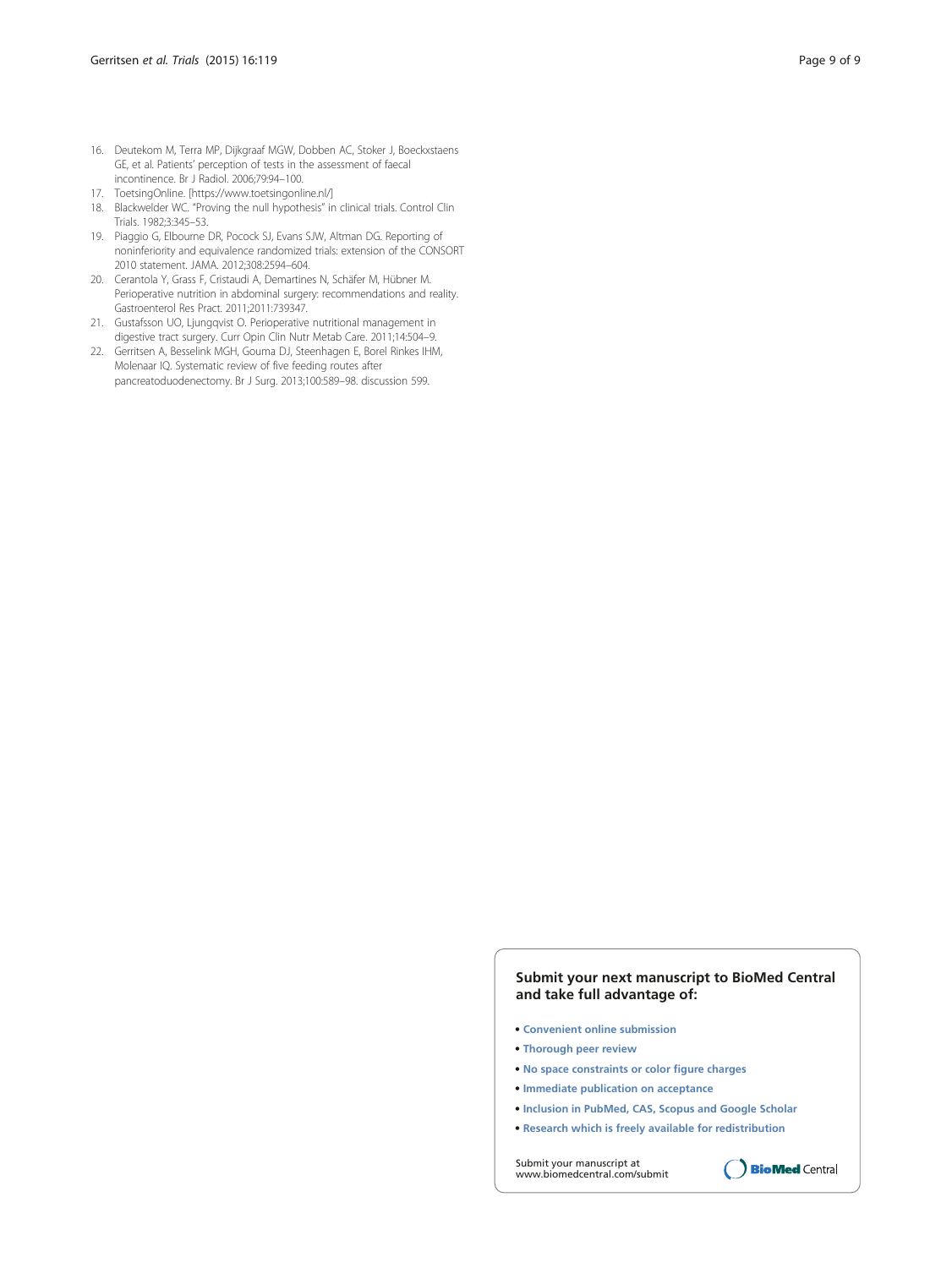16. Deutekom M, Terra MP, Dijkgraaf MGW, Dobben AC, Stoker J, Boeckxstaens GE, et al. Patients' perception of tests in the assessment of faecal incontinence. Br J Radiol. 2006;79:94–100.
17. ToetsingOnline. [https://www.toetsingonline.nl/]
18. Blackwelder WC. "Proving the null hypothesis" in clinical trials. Control Clin Trials. 1982;3:345–53.
19. Piaggio G, Elbourne DR, Pocock SJ, Evans SJW, Altman DG. Reporting of noninferiority and equivalence randomized trials: extension of the CONSORT 2010 statement. JAMA. 2012;308:2594–604.
20. Cerantola Y, Grass F, Cristaudi A, Demartines N, Schäfer M, Hübner M. Perioperative nutrition in abdominal surgery: recommendations and reality. Gastroenterol Res Pract. 2011;2011:739347.
21. Gustafsson UO, Ljungqvist O. Perioperative nutritional management in digestive tract surgery. Curr Opin Clin Nutr Metab Care. 2011;14:504–9.
22. Gerritsen A, Besselink MGH, Gouma DJ, Steenhagen E, Borel Rinkes IHM, Molenaar IQ. Systematic review of five feeding routes after pancreatoduodenectomy. Br J Surg. 2013;100:589–98. discussion 599.

**Submit your next manuscript to BioMed Central and take full advantage of:**

- **Convenient online submission**
- **Thorough peer review**
- **No space constraints or color figure charges**
- **Immediate publication on acceptance**
- **Inclusion in PubMed, CAS, Scopus and Google Scholar**
- **Research which is freely available for redistribution**

Submit your manuscript at
www.biomedcentral.com/submit

BioMed Central